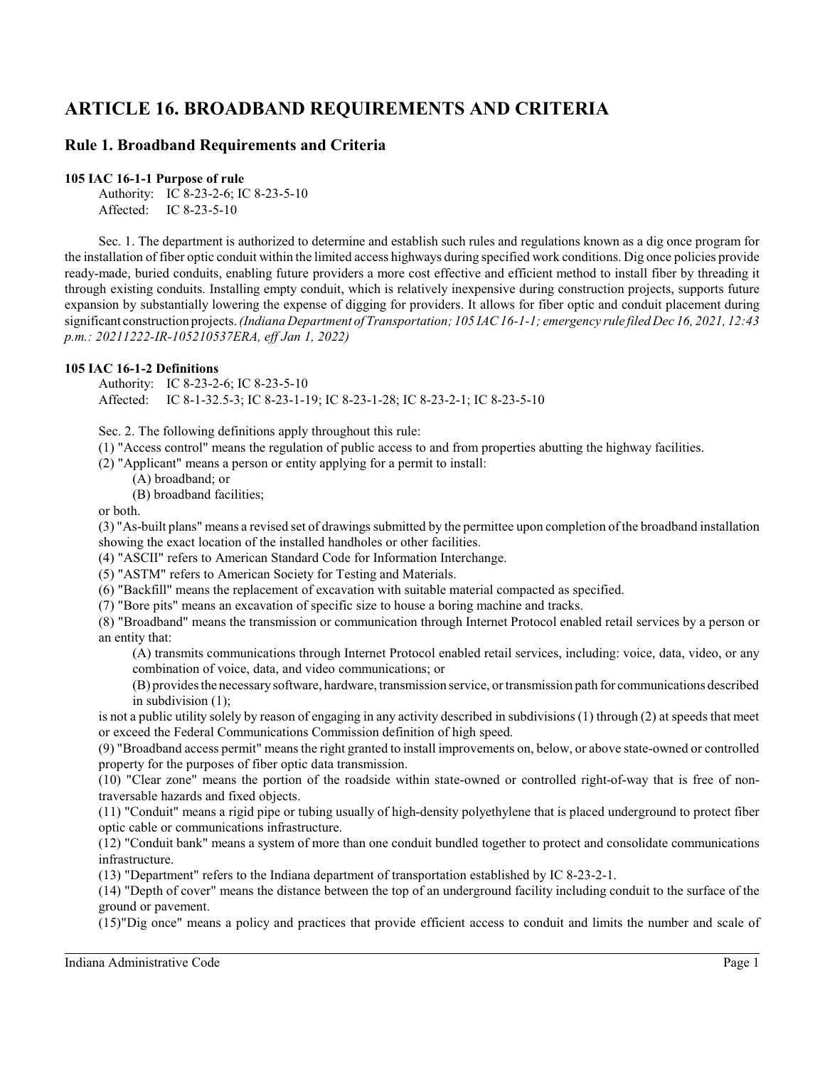# ARTICLE 16. BROADBAND REQUIREMENTS AND CRITERIA

## Rule 1. Broadband Requirements and Criteria

**105 IAC 16-1-1 Purpose of rule**

Authority: IC 8-23-2-6; IC 8-23-5-10
Affected: IC 8-23-5-10

Sec. 1. The department is authorized to determine and establish such rules and regulations known as a dig once program for the installation of fiber optic conduit within the limited access highways during specified work conditions. Dig once policies provide ready-made, buried conduits, enabling future providers a more cost effective and efficient method to install fiber by threading it through existing conduits. Installing empty conduit, which is relatively inexpensive during construction projects, supports future expansion by substantially lowering the expense of digging for providers. It allows for fiber optic and conduit placement during significant construction projects. *(Indiana Department of Transportation; 105 IAC 16-1-1; emergency rule filed Dec 16, 2021, 12:43 p.m.: 20211222-IR-105210537ERA, eff Jan 1, 2022)*

**105 IAC 16-1-2 Definitions**

Authority: IC 8-23-2-6; IC 8-23-5-10
Affected: IC 8-1-32.5-3; IC 8-23-1-19; IC 8-23-1-28; IC 8-23-2-1; IC 8-23-5-10

Sec. 2. The following definitions apply throughout this rule:

(1) "Access control" means the regulation of public access to and from properties abutting the highway facilities.

(2) "Applicant" means a person or entity applying for a permit to install:

(A) broadband; or

(B) broadband facilities;

or both.

(3) "As-built plans" means a revised set of drawings submitted by the permittee upon completion of the broadband installation showing the exact location of the installed handholes or other facilities.

(4) "ASCII" refers to American Standard Code for Information Interchange.

(5) "ASTM" refers to American Society for Testing and Materials.

(6) "Backfill" means the replacement of excavation with suitable material compacted as specified.

(7) "Bore pits" means an excavation of specific size to house a boring machine and tracks.

(8) "Broadband" means the transmission or communication through Internet Protocol enabled retail services by a person or an entity that:

(A) transmits communications through Internet Protocol enabled retail services, including: voice, data, video, or any combination of voice, data, and video communications; or

(B) provides the necessary software, hardware, transmission service, or transmission path for communications described in subdivision (1);

is not a public utility solely by reason of engaging in any activity described in subdivisions (1) through (2) at speeds that meet or exceed the Federal Communications Commission definition of high speed.

(9) "Broadband access permit" means the right granted to install improvements on, below, or above state-owned or controlled property for the purposes of fiber optic data transmission.

(10) "Clear zone" means the portion of the roadside within state-owned or controlled right-of-way that is free of non-traversable hazards and fixed objects.

(11) "Conduit" means a rigid pipe or tubing usually of high-density polyethylene that is placed underground to protect fiber optic cable or communications infrastructure.

(12) "Conduit bank" means a system of more than one conduit bundled together to protect and consolidate communications infrastructure.

(13) "Department" refers to the Indiana department of transportation established by IC 8-23-2-1.

(14) "Depth of cover" means the distance between the top of an underground facility including conduit to the surface of the ground or pavement.

(15)"Dig once" means a policy and practices that provide efficient access to conduit and limits the number and scale of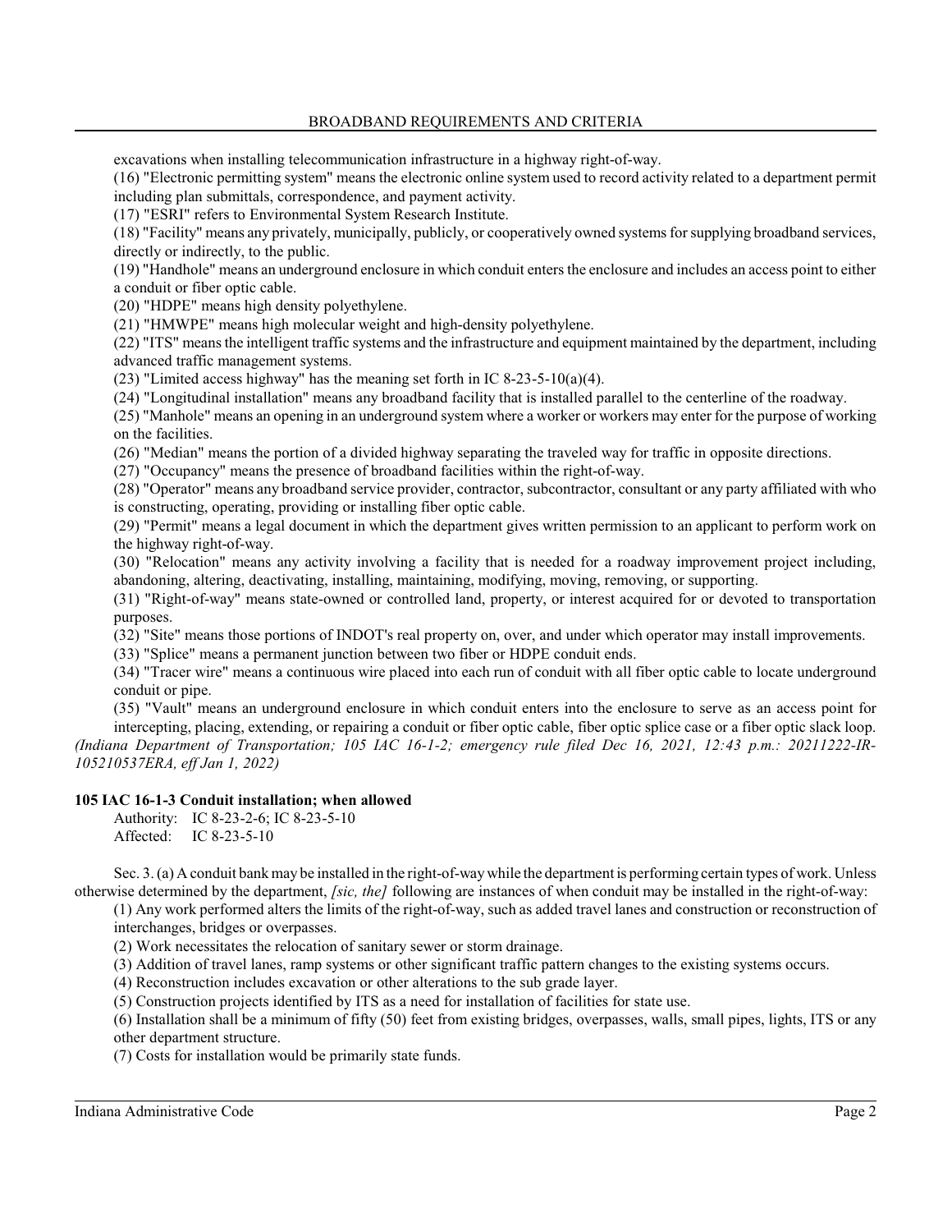excavations when installing telecommunication infrastructure in a highway right-of-way.

(16) "Electronic permitting system" means the electronic online system used to record activity related to a department permit including plan submittals, correspondence, and payment activity.

(17) "ESRI" refers to Environmental System Research Institute.

(18) "Facility" means any privately, municipally, publicly, or cooperatively owned systems for supplying broadband services, directly or indirectly, to the public.

(19) "Handhole" means an underground enclosure in which conduit enters the enclosure and includes an access point to either a conduit or fiber optic cable.

(20) "HDPE" means high density polyethylene.

(21) "HMWPE" means high molecular weight and high-density polyethylene.

(22) "ITS" means the intelligent traffic systems and the infrastructure and equipment maintained by the department, including advanced traffic management systems.

(23) "Limited access highway" has the meaning set forth in IC 8-23-5-10(a)(4).

(24) "Longitudinal installation" means any broadband facility that is installed parallel to the centerline of the roadway.

(25) "Manhole" means an opening in an underground system where a worker or workers may enter for the purpose of working on the facilities.

(26) "Median" means the portion of a divided highway separating the traveled way for traffic in opposite directions.

(27) "Occupancy" means the presence of broadband facilities within the right-of-way.

(28) "Operator" means any broadband service provider, contractor, subcontractor, consultant or any party affiliated with who is constructing, operating, providing or installing fiber optic cable.

(29) "Permit" means a legal document in which the department gives written permission to an applicant to perform work on the highway right-of-way.

(30) "Relocation" means any activity involving a facility that is needed for a roadway improvement project including, abandoning, altering, deactivating, installing, maintaining, modifying, moving, removing, or supporting.

(31) "Right-of-way" means state-owned or controlled land, property, or interest acquired for or devoted to transportation purposes.

(32) "Site" means those portions of INDOT's real property on, over, and under which operator may install improvements.

(33) "Splice" means a permanent junction between two fiber or HDPE conduit ends.

(34) "Tracer wire" means a continuous wire placed into each run of conduit with all fiber optic cable to locate underground conduit or pipe.

(35) "Vault" means an underground enclosure in which conduit enters into the enclosure to serve as an access point for intercepting, placing, extending, or repairing a conduit or fiber optic cable, fiber optic splice case or a fiber optic slack loop.

*(Indiana Department of Transportation; 105 IAC 16-1-2; emergency rule filed Dec 16, 2021, 12:43 p.m.: 20211222-IR-105210537ERA, eff Jan 1, 2022)*

**105 IAC 16-1-3 Conduit installation; when allowed**

Authority: IC 8-23-2-6; IC 8-23-5-10
Affected: IC 8-23-5-10

Sec. 3. (a) A conduit bank may be installed in the right-of-way while the department is performing certain types of work. Unless otherwise determined by the department, *[sic, the]* following are instances of when conduit may be installed in the right-of-way:

(1) Any work performed alters the limits of the right-of-way, such as added travel lanes and construction or reconstruction of interchanges, bridges or overpasses.

(2) Work necessitates the relocation of sanitary sewer or storm drainage.

(3) Addition of travel lanes, ramp systems or other significant traffic pattern changes to the existing systems occurs.

(4) Reconstruction includes excavation or other alterations to the sub grade layer.

(5) Construction projects identified by ITS as a need for installation of facilities for state use.

(6) Installation shall be a minimum of fifty (50) feet from existing bridges, overpasses, walls, small pipes, lights, ITS or any other department structure.

(7) Costs for installation would be primarily state funds.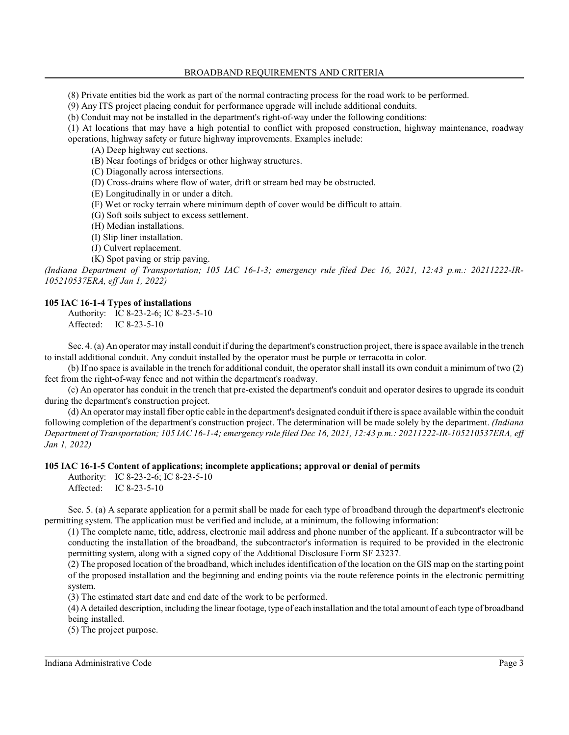(8) Private entities bid the work as part of the normal contracting process for the road work to be performed.

(9) Any ITS project placing conduit for performance upgrade will include additional conduits.

(b) Conduit may not be installed in the department's right-of-way under the following conditions:

(1) At locations that may have a high potential to conflict with proposed construction, highway maintenance, roadway operations, highway safety or future highway improvements. Examples include:

- (A) Deep highway cut sections.
- (B) Near footings of bridges or other highway structures.
- (C) Diagonally across intersections.
- (D) Cross-drains where flow of water, drift or stream bed may be obstructed.
- (E) Longitudinally in or under a ditch.
- (F) Wet or rocky terrain where minimum depth of cover would be difficult to attain.
- (G) Soft soils subject to excess settlement.
- (H) Median installations.
- (I) Slip liner installation.
- (J) Culvert replacement.
- (K) Spot paving or strip paving.

*(Indiana Department of Transportation; 105 IAC 16-1-3; emergency rule filed Dec 16, 2021, 12:43 p.m.: 20211222-IR-105210537ERA, eff Jan 1, 2022)*

### 105 IAC 16-1-4 Types of installations

Authority: IC 8-23-2-6; IC 8-23-5-10
Affected: IC 8-23-5-10

Sec. 4. (a) An operator may install conduit if during the department's construction project, there is space available in the trench to install additional conduit. Any conduit installed by the operator must be purple or terracotta in color.

(b) If no space is available in the trench for additional conduit, the operator shall install its own conduit a minimum of two (2) feet from the right-of-way fence and not within the department's roadway.

(c) An operator has conduit in the trench that pre-existed the department's conduit and operator desires to upgrade its conduit during the department's construction project.

(d) An operator may install fiber optic cable in the department's designated conduit if there is space available within the conduit following completion of the department's construction project. The determination will be made solely by the department. *(Indiana Department of Transportation; 105 IAC 16-1-4; emergency rule filed Dec 16, 2021, 12:43 p.m.: 20211222-IR-105210537ERA, eff Jan 1, 2022)*

### 105 IAC 16-1-5 Content of applications; incomplete applications; approval or denial of permits

Authority: IC 8-23-2-6; IC 8-23-5-10
Affected: IC 8-23-5-10

Sec. 5. (a) A separate application for a permit shall be made for each type of broadband through the department's electronic permitting system. The application must be verified and include, at a minimum, the following information:

(1) The complete name, title, address, electronic mail address and phone number of the applicant. If a subcontractor will be conducting the installation of the broadband, the subcontractor's information is required to be provided in the electronic permitting system, along with a signed copy of the Additional Disclosure Form SF 23237.

(2) The proposed location of the broadband, which includes identification of the location on the GIS map on the starting point of the proposed installation and the beginning and ending points via the route reference points in the electronic permitting system.

(3) The estimated start date and end date of the work to be performed.

(4) A detailed description, including the linear footage, type of each installation and the total amount of each type of broadband being installed.

(5) The project purpose.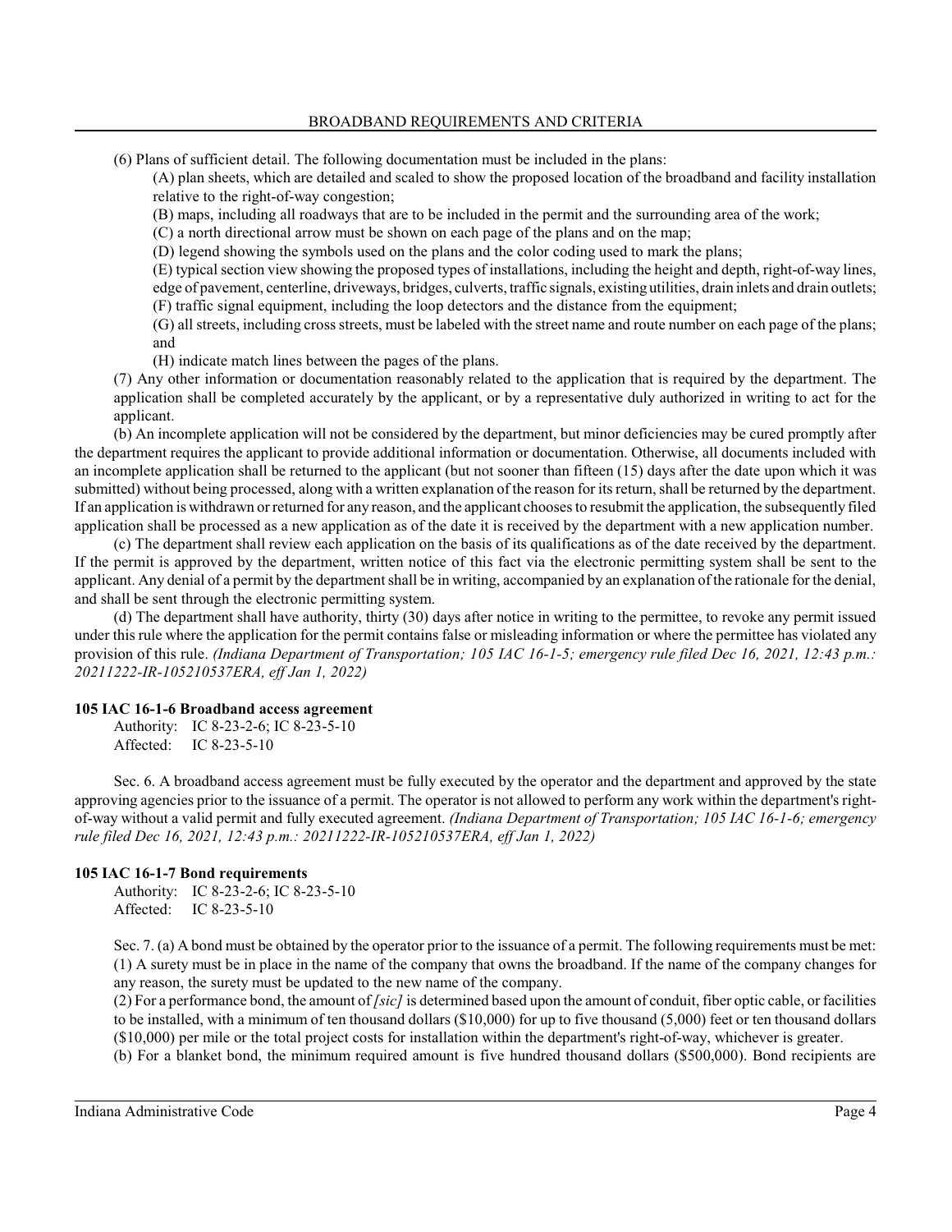(6) Plans of sufficient detail. The following documentation must be included in the plans:

(A) plan sheets, which are detailed and scaled to show the proposed location of the broadband and facility installation relative to the right-of-way congestion;

(B) maps, including all roadways that are to be included in the permit and the surrounding area of the work;

(C) a north directional arrow must be shown on each page of the plans and on the map;

(D) legend showing the symbols used on the plans and the color coding used to mark the plans;

(E) typical section view showing the proposed types of installations, including the height and depth, right-of-way lines, edge of pavement, centerline, driveways, bridges, culverts, traffic signals, existing utilities, drain inlets and drain outlets;

(F) traffic signal equipment, including the loop detectors and the distance from the equipment;

(G) all streets, including cross streets, must be labeled with the street name and route number on each page of the plans; and

(H) indicate match lines between the pages of the plans.

(7) Any other information or documentation reasonably related to the application that is required by the department. The application shall be completed accurately by the applicant, or by a representative duly authorized in writing to act for the applicant.

(b) An incomplete application will not be considered by the department, but minor deficiencies may be cured promptly after the department requires the applicant to provide additional information or documentation. Otherwise, all documents included with an incomplete application shall be returned to the applicant (but not sooner than fifteen (15) days after the date upon which it was submitted) without being processed, along with a written explanation of the reason for its return, shall be returned by the department. If an application is withdrawn or returned for any reason, and the applicant chooses to resubmit the application, the subsequently filed application shall be processed as a new application as of the date it is received by the department with a new application number.

(c) The department shall review each application on the basis of its qualifications as of the date received by the department. If the permit is approved by the department, written notice of this fact via the electronic permitting system shall be sent to the applicant. Any denial of a permit by the department shall be in writing, accompanied by an explanation of the rationale for the denial, and shall be sent through the electronic permitting system.

(d) The department shall have authority, thirty (30) days after notice in writing to the permittee, to revoke any permit issued under this rule where the application for the permit contains false or misleading information or where the permittee has violated any provision of this rule. *(Indiana Department of Transportation; 105 IAC 16-1-5; emergency rule filed Dec 16, 2021, 12:43 p.m.: 20211222-IR-105210537ERA, eff Jan 1, 2022)*

**105 IAC 16-1-6 Broadband access agreement**

Authority: IC 8-23-2-6; IC 8-23-5-10
Affected: IC 8-23-5-10

Sec. 6. A broadband access agreement must be fully executed by the operator and the department and approved by the state approving agencies prior to the issuance of a permit. The operator is not allowed to perform any work within the department's right-of-way without a valid permit and fully executed agreement. *(Indiana Department of Transportation; 105 IAC 16-1-6; emergency rule filed Dec 16, 2021, 12:43 p.m.: 20211222-IR-105210537ERA, eff Jan 1, 2022)*

**105 IAC 16-1-7 Bond requirements**

Authority: IC 8-23-2-6; IC 8-23-5-10
Affected: IC 8-23-5-10

Sec. 7. (a) A bond must be obtained by the operator prior to the issuance of a permit. The following requirements must be met:

(1) A surety must be in place in the name of the company that owns the broadband. If the name of the company changes for any reason, the surety must be updated to the new name of the company.

(2) For a performance bond, the amount of *[sic]* is determined based upon the amount of conduit, fiber optic cable, or facilities to be installed, with a minimum of ten thousand dollars ($10,000) for up to five thousand (5,000) feet or ten thousand dollars ($10,000) per mile or the total project costs for installation within the department's right-of-way, whichever is greater.

(b) For a blanket bond, the minimum required amount is five hundred thousand dollars ($500,000). Bond recipients are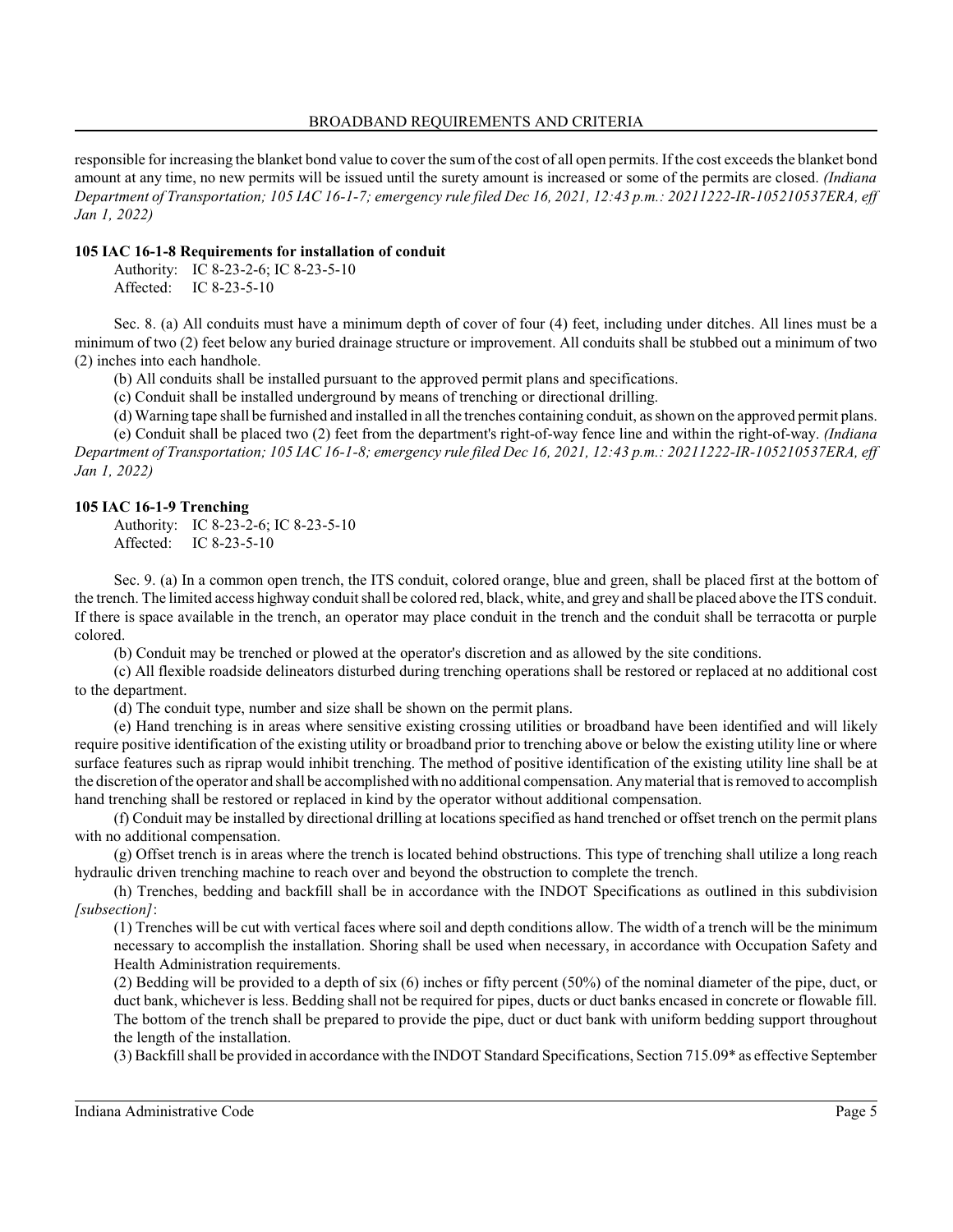responsible for increasing the blanket bond value to cover the sum of the cost of all open permits. If the cost exceeds the blanket bond amount at any time, no new permits will be issued until the surety amount is increased or some of the permits are closed. *(Indiana Department of Transportation; 105 IAC 16-1-7; emergency rule filed Dec 16, 2021, 12:43 p.m.: 20211222-IR-105210537ERA, eff Jan 1, 2022)*

**105 IAC 16-1-8 Requirements for installation of conduit**

Authority: IC 8-23-2-6; IC 8-23-5-10
Affected: IC 8-23-5-10

Sec. 8. (a) All conduits must have a minimum depth of cover of four (4) feet, including under ditches. All lines must be a minimum of two (2) feet below any buried drainage structure or improvement. All conduits shall be stubbed out a minimum of two (2) inches into each handhole.

(b) All conduits shall be installed pursuant to the approved permit plans and specifications.

(c) Conduit shall be installed underground by means of trenching or directional drilling.

(d) Warning tape shall be furnished and installed in all the trenches containing conduit, as shown on the approved permit plans.

(e) Conduit shall be placed two (2) feet from the department's right-of-way fence line and within the right-of-way. *(Indiana Department of Transportation; 105 IAC 16-1-8; emergency rule filed Dec 16, 2021, 12:43 p.m.: 20211222-IR-105210537ERA, eff Jan 1, 2022)*

**105 IAC 16-1-9 Trenching**

Authority: IC 8-23-2-6; IC 8-23-5-10
Affected: IC 8-23-5-10

Sec. 9. (a) In a common open trench, the ITS conduit, colored orange, blue and green, shall be placed first at the bottom of the trench. The limited access highway conduit shall be colored red, black, white, and grey and shall be placed above the ITS conduit. If there is space available in the trench, an operator may place conduit in the trench and the conduit shall be terracotta or purple colored.

(b) Conduit may be trenched or plowed at the operator's discretion and as allowed by the site conditions.

(c) All flexible roadside delineators disturbed during trenching operations shall be restored or replaced at no additional cost to the department.

(d) The conduit type, number and size shall be shown on the permit plans.

(e) Hand trenching is in areas where sensitive existing crossing utilities or broadband have been identified and will likely require positive identification of the existing utility or broadband prior to trenching above or below the existing utility line or where surface features such as riprap would inhibit trenching. The method of positive identification of the existing utility line shall be at the discretion of the operator and shall be accomplished with no additional compensation. Any material that is removed to accomplish hand trenching shall be restored or replaced in kind by the operator without additional compensation.

(f) Conduit may be installed by directional drilling at locations specified as hand trenched or offset trench on the permit plans with no additional compensation.

(g) Offset trench is in areas where the trench is located behind obstructions. This type of trenching shall utilize a long reach hydraulic driven trenching machine to reach over and beyond the obstruction to complete the trench.

(h) Trenches, bedding and backfill shall be in accordance with the INDOT Specifications as outlined in this subdivision *[subsection]*:

(1) Trenches will be cut with vertical faces where soil and depth conditions allow. The width of a trench will be the minimum necessary to accomplish the installation. Shoring shall be used when necessary, in accordance with Occupation Safety and Health Administration requirements.

(2) Bedding will be provided to a depth of six (6) inches or fifty percent (50%) of the nominal diameter of the pipe, duct, or duct bank, whichever is less. Bedding shall not be required for pipes, ducts or duct banks encased in concrete or flowable fill. The bottom of the trench shall be prepared to provide the pipe, duct or duct bank with uniform bedding support throughout the length of the installation.

(3) Backfill shall be provided in accordance with the INDOT Standard Specifications, Section 715.09* as effective September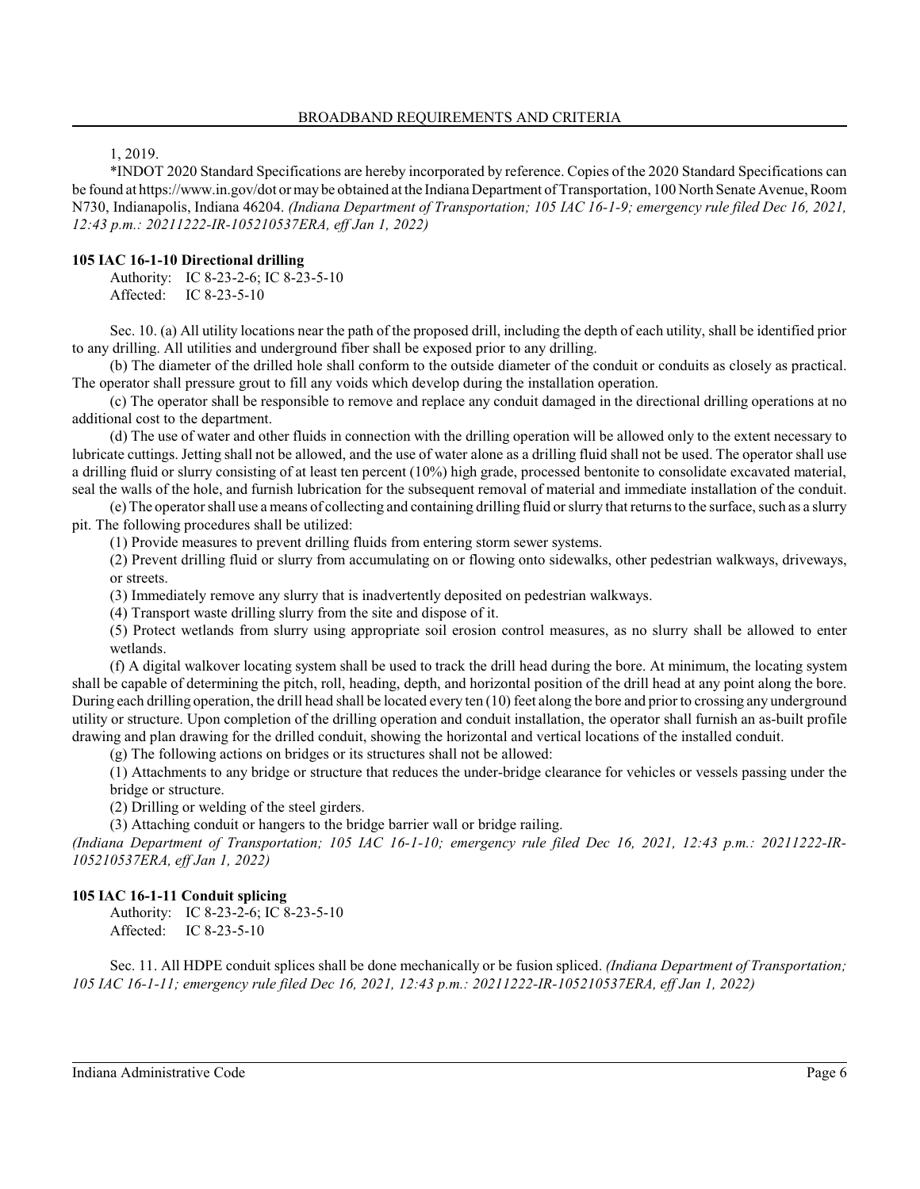1, 2019.

*INDOT 2020 Standard Specifications are hereby incorporated by reference. Copies of the 2020 Standard Specifications can be found at https://www.in.gov/dot or may be obtained at the Indiana Department of Transportation, 100 North Senate Avenue, Room N730, Indianapolis, Indiana 46204. *(Indiana Department of Transportation; 105 IAC 16-1-9; emergency rule filed Dec 16, 2021, 12:43 p.m.: 20211222-IR-105210537ERA, eff Jan 1, 2022)*

**105 IAC 16-1-10 Directional drilling**

Authority: IC 8-23-2-6; IC 8-23-5-10
Affected: IC 8-23-5-10

Sec. 10. (a) All utility locations near the path of the proposed drill, including the depth of each utility, shall be identified prior to any drilling. All utilities and underground fiber shall be exposed prior to any drilling.

(b) The diameter of the drilled hole shall conform to the outside diameter of the conduit or conduits as closely as practical. The operator shall pressure grout to fill any voids which develop during the installation operation.

(c) The operator shall be responsible to remove and replace any conduit damaged in the directional drilling operations at no additional cost to the department.

(d) The use of water and other fluids in connection with the drilling operation will be allowed only to the extent necessary to lubricate cuttings. Jetting shall not be allowed, and the use of water alone as a drilling fluid shall not be used. The operator shall use a drilling fluid or slurry consisting of at least ten percent (10%) high grade, processed bentonite to consolidate excavated material, seal the walls of the hole, and furnish lubrication for the subsequent removal of material and immediate installation of the conduit.

(e) The operator shall use a means of collecting and containing drilling fluid or slurry that returns to the surface, such as a slurry pit. The following procedures shall be utilized:

(1) Provide measures to prevent drilling fluids from entering storm sewer systems.

(2) Prevent drilling fluid or slurry from accumulating on or flowing onto sidewalks, other pedestrian walkways, driveways, or streets.

(3) Immediately remove any slurry that is inadvertently deposited on pedestrian walkways.

(4) Transport waste drilling slurry from the site and dispose of it.

(5) Protect wetlands from slurry using appropriate soil erosion control measures, as no slurry shall be allowed to enter wetlands.

(f) A digital walkover locating system shall be used to track the drill head during the bore. At minimum, the locating system shall be capable of determining the pitch, roll, heading, depth, and horizontal position of the drill head at any point along the bore. During each drilling operation, the drill head shall be located every ten (10) feet along the bore and prior to crossing any underground utility or structure. Upon completion of the drilling operation and conduit installation, the operator shall furnish an as-built profile drawing and plan drawing for the drilled conduit, showing the horizontal and vertical locations of the installed conduit.

(g) The following actions on bridges or its structures shall not be allowed:

(1) Attachments to any bridge or structure that reduces the under-bridge clearance for vehicles or vessels passing under the bridge or structure.

(2) Drilling or welding of the steel girders.

(3) Attaching conduit or hangers to the bridge barrier wall or bridge railing.

*(Indiana Department of Transportation; 105 IAC 16-1-10; emergency rule filed Dec 16, 2021, 12:43 p.m.: 20211222-IR-105210537ERA, eff Jan 1, 2022)*

**105 IAC 16-1-11 Conduit splicing**

Authority: IC 8-23-2-6; IC 8-23-5-10
Affected: IC 8-23-5-10

Sec. 11. All HDPE conduit splices shall be done mechanically or be fusion spliced. *(Indiana Department of Transportation; 105 IAC 16-1-11; emergency rule filed Dec 16, 2021, 12:43 p.m.: 20211222-IR-105210537ERA, eff Jan 1, 2022)*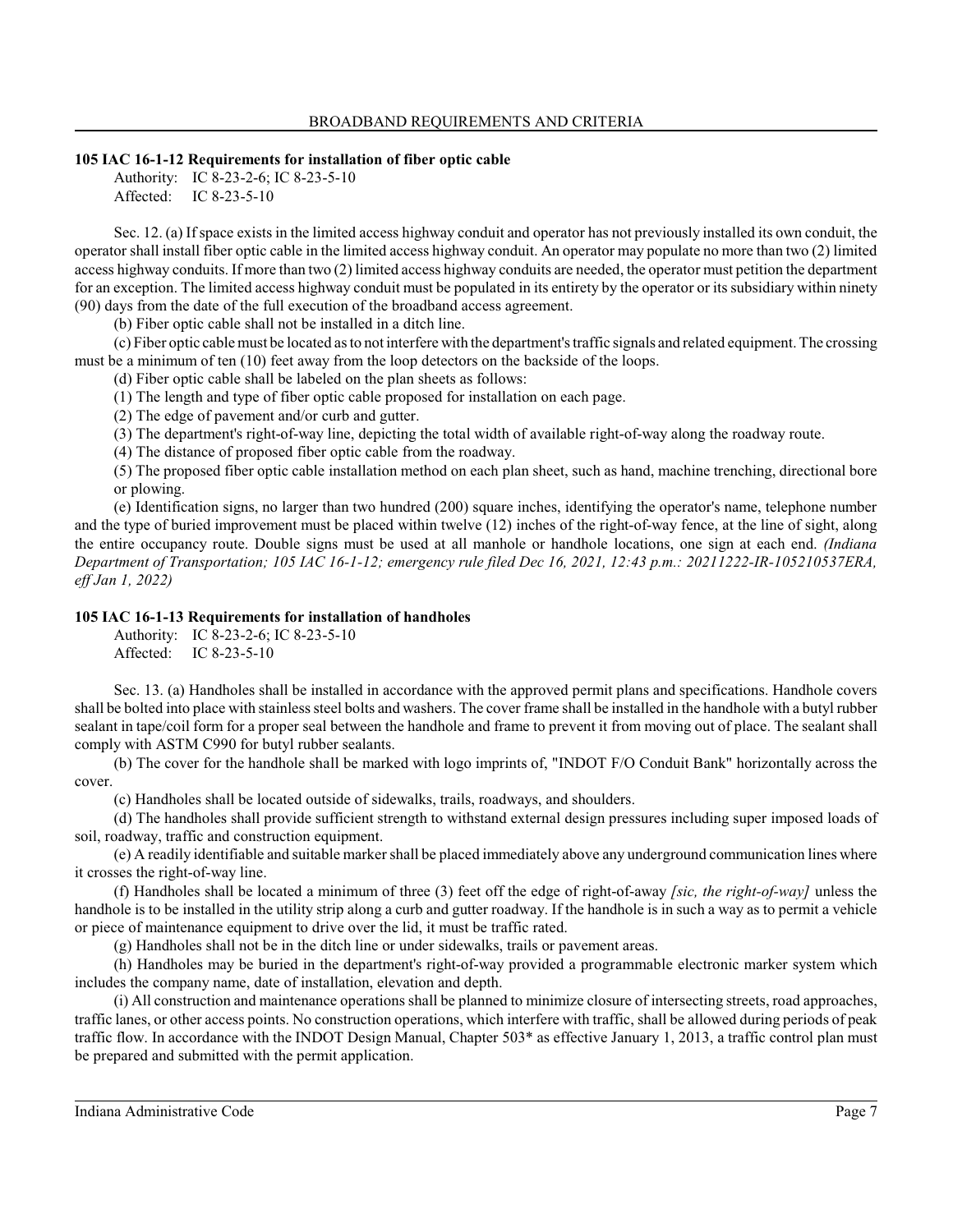### 105 IAC 16-1-12 Requirements for installation of fiber optic cable

Authority: IC 8-23-2-6; IC 8-23-5-10
Affected: IC 8-23-5-10

Sec. 12. (a) If space exists in the limited access highway conduit and operator has not previously installed its own conduit, the operator shall install fiber optic cable in the limited access highway conduit. An operator may populate no more than two (2) limited access highway conduits. If more than two (2) limited access highway conduits are needed, the operator must petition the department for an exception. The limited access highway conduit must be populated in its entirety by the operator or its subsidiary within ninety (90) days from the date of the full execution of the broadband access agreement.

(b) Fiber optic cable shall not be installed in a ditch line.

(c) Fiber optic cable must be located as to not interfere with the department's traffic signals and related equipment. The crossing must be a minimum of ten (10) feet away from the loop detectors on the backside of the loops.

(d) Fiber optic cable shall be labeled on the plan sheets as follows:

(1) The length and type of fiber optic cable proposed for installation on each page.

(2) The edge of pavement and/or curb and gutter.

(3) The department's right-of-way line, depicting the total width of available right-of-way along the roadway route.

(4) The distance of proposed fiber optic cable from the roadway.

(5) The proposed fiber optic cable installation method on each plan sheet, such as hand, machine trenching, directional bore or plowing.

(e) Identification signs, no larger than two hundred (200) square inches, identifying the operator's name, telephone number and the type of buried improvement must be placed within twelve (12) inches of the right-of-way fence, at the line of sight, along the entire occupancy route. Double signs must be used at all manhole or handhole locations, one sign at each end. *(Indiana Department of Transportation; 105 IAC 16-1-12; emergency rule filed Dec 16, 2021, 12:43 p.m.: 20211222-IR-105210537ERA, eff Jan 1, 2022)*

### 105 IAC 16-1-13 Requirements for installation of handholes

Authority: IC 8-23-2-6; IC 8-23-5-10
Affected: IC 8-23-5-10

Sec. 13. (a) Handholes shall be installed in accordance with the approved permit plans and specifications. Handhole covers shall be bolted into place with stainless steel bolts and washers. The cover frame shall be installed in the handhole with a butyl rubber sealant in tape/coil form for a proper seal between the handhole and frame to prevent it from moving out of place. The sealant shall comply with ASTM C990 for butyl rubber sealants.

(b) The cover for the handhole shall be marked with logo imprints of, "INDOT F/O Conduit Bank" horizontally across the cover.

(c) Handholes shall be located outside of sidewalks, trails, roadways, and shoulders.

(d) The handholes shall provide sufficient strength to withstand external design pressures including super imposed loads of soil, roadway, traffic and construction equipment.

(e) A readily identifiable and suitable marker shall be placed immediately above any underground communication lines where it crosses the right-of-way line.

(f) Handholes shall be located a minimum of three (3) feet off the edge of right-of-away *[sic, the right-of-way]* unless the handhole is to be installed in the utility strip along a curb and gutter roadway. If the handhole is in such a way as to permit a vehicle or piece of maintenance equipment to drive over the lid, it must be traffic rated.

(g) Handholes shall not be in the ditch line or under sidewalks, trails or pavement areas.

(h) Handholes may be buried in the department's right-of-way provided a programmable electronic marker system which includes the company name, date of installation, elevation and depth.

(i) All construction and maintenance operations shall be planned to minimize closure of intersecting streets, road approaches, traffic lanes, or other access points. No construction operations, which interfere with traffic, shall be allowed during periods of peak traffic flow. In accordance with the INDOT Design Manual, Chapter 503* as effective January 1, 2013, a traffic control plan must be prepared and submitted with the permit application.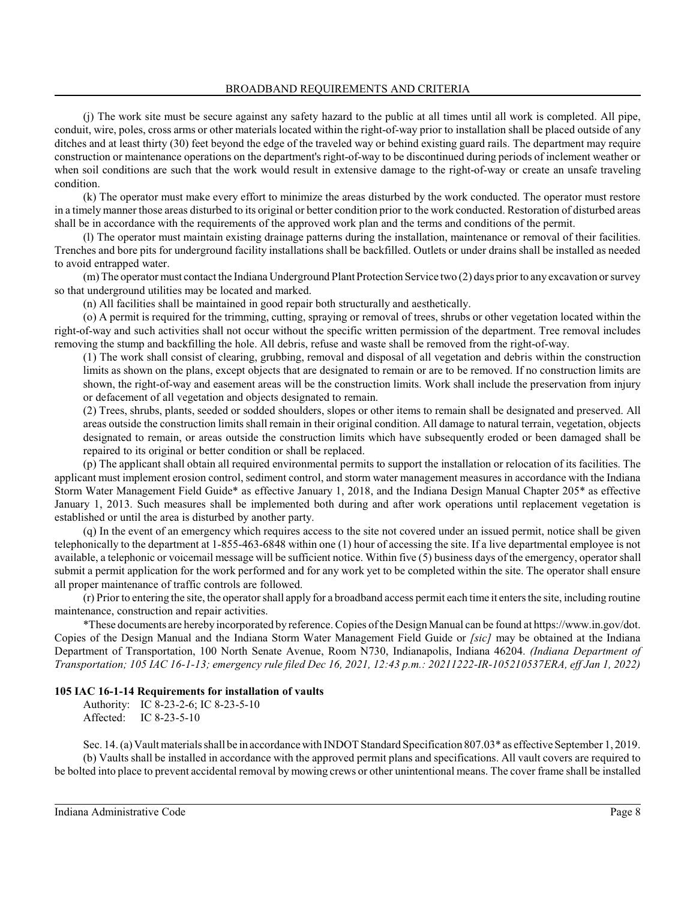(j) The work site must be secure against any safety hazard to the public at all times until all work is completed. All pipe, conduit, wire, poles, cross arms or other materials located within the right-of-way prior to installation shall be placed outside of any ditches and at least thirty (30) feet beyond the edge of the traveled way or behind existing guard rails. The department may require construction or maintenance operations on the department's right-of-way to be discontinued during periods of inclement weather or when soil conditions are such that the work would result in extensive damage to the right-of-way or create an unsafe traveling condition.

(k) The operator must make every effort to minimize the areas disturbed by the work conducted. The operator must restore in a timely manner those areas disturbed to its original or better condition prior to the work conducted. Restoration of disturbed areas shall be in accordance with the requirements of the approved work plan and the terms and conditions of the permit.

(l) The operator must maintain existing drainage patterns during the installation, maintenance or removal of their facilities. Trenches and bore pits for underground facility installations shall be backfilled. Outlets or under drains shall be installed as needed to avoid entrapped water.

(m) The operator must contact the Indiana Underground Plant Protection Service two (2) days prior to any excavation or survey so that underground utilities may be located and marked.

(n) All facilities shall be maintained in good repair both structurally and aesthetically.

(o) A permit is required for the trimming, cutting, spraying or removal of trees, shrubs or other vegetation located within the right-of-way and such activities shall not occur without the specific written permission of the department. Tree removal includes removing the stump and backfilling the hole. All debris, refuse and waste shall be removed from the right-of-way.

(1) The work shall consist of clearing, grubbing, removal and disposal of all vegetation and debris within the construction limits as shown on the plans, except objects that are designated to remain or are to be removed. If no construction limits are shown, the right-of-way and easement areas will be the construction limits. Work shall include the preservation from injury or defacement of all vegetation and objects designated to remain.

(2) Trees, shrubs, plants, seeded or sodded shoulders, slopes or other items to remain shall be designated and preserved. All areas outside the construction limits shall remain in their original condition. All damage to natural terrain, vegetation, objects designated to remain, or areas outside the construction limits which have subsequently eroded or been damaged shall be repaired to its original or better condition or shall be replaced.

(p) The applicant shall obtain all required environmental permits to support the installation or relocation of its facilities. The applicant must implement erosion control, sediment control, and storm water management measures in accordance with the Indiana Storm Water Management Field Guide* as effective January 1, 2018, and the Indiana Design Manual Chapter 205* as effective January 1, 2013. Such measures shall be implemented both during and after work operations until replacement vegetation is established or until the area is disturbed by another party.

(q) In the event of an emergency which requires access to the site not covered under an issued permit, notice shall be given telephonically to the department at 1-855-463-6848 within one (1) hour of accessing the site. If a live departmental employee is not available, a telephonic or voicemail message will be sufficient notice. Within five (5) business days of the emergency, operator shall submit a permit application for the work performed and for any work yet to be completed within the site. The operator shall ensure all proper maintenance of traffic controls are followed.

(r) Prior to entering the site, the operator shall apply for a broadband access permit each time it enters the site, including routine maintenance, construction and repair activities.

*These documents are hereby incorporated by reference. Copies of the Design Manual can be found at https://www.in.gov/dot. Copies of the Design Manual and the Indiana Storm Water Management Field Guide or *[sic]* may be obtained at the Indiana Department of Transportation, 100 North Senate Avenue, Room N730, Indianapolis, Indiana 46204. *(Indiana Department of Transportation; 105 IAC 16-1-13; emergency rule filed Dec 16, 2021, 12:43 p.m.: 20211222-IR-105210537ERA, eff Jan 1, 2022)*

**105 IAC 16-1-14 Requirements for installation of vaults**

Authority: IC 8-23-2-6; IC 8-23-5-10
Affected: IC 8-23-5-10

Sec. 14. (a) Vault materials shall be in accordance with INDOT Standard Specification 807.03* as effective September 1, 2019.

(b) Vaults shall be installed in accordance with the approved permit plans and specifications. All vault covers are required to be bolted into place to prevent accidental removal by mowing crews or other unintentional means. The cover frame shall be installed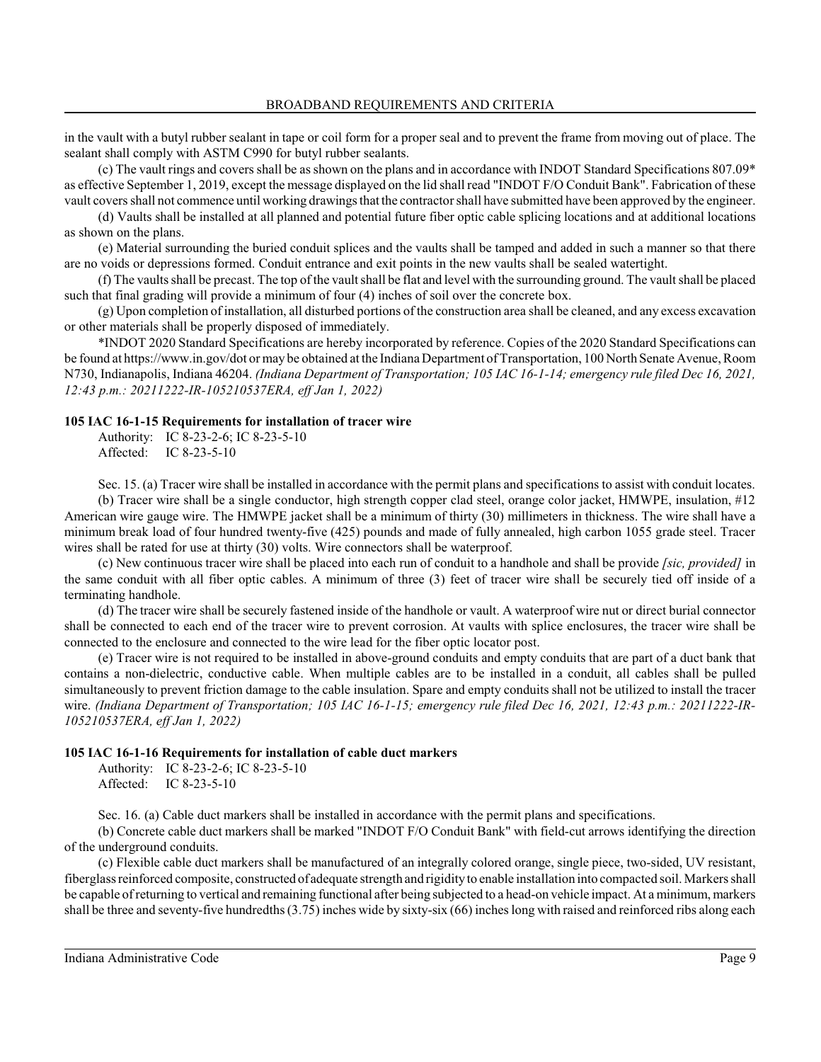in the vault with a butyl rubber sealant in tape or coil form for a proper seal and to prevent the frame from moving out of place. The sealant shall comply with ASTM C990 for butyl rubber sealants.

(c) The vault rings and covers shall be as shown on the plans and in accordance with INDOT Standard Specifications 807.09* as effective September 1, 2019, except the message displayed on the lid shall read "INDOT F/O Conduit Bank". Fabrication of these vault covers shall not commence until working drawings that the contractor shall have submitted have been approved by the engineer.

(d) Vaults shall be installed at all planned and potential future fiber optic cable splicing locations and at additional locations as shown on the plans.

(e) Material surrounding the buried conduit splices and the vaults shall be tamped and added in such a manner so that there are no voids or depressions formed. Conduit entrance and exit points in the new vaults shall be sealed watertight.

(f) The vaults shall be precast. The top of the vault shall be flat and level with the surrounding ground. The vault shall be placed such that final grading will provide a minimum of four (4) inches of soil over the concrete box.

(g) Upon completion of installation, all disturbed portions of the construction area shall be cleaned, and any excess excavation or other materials shall be properly disposed of immediately.

*INDOT 2020 Standard Specifications are hereby incorporated by reference. Copies of the 2020 Standard Specifications can be found at https://www.in.gov/dot or may be obtained at the Indiana Department of Transportation, 100 North Senate Avenue, Room N730, Indianapolis, Indiana 46204. *(Indiana Department of Transportation; 105 IAC 16-1-14; emergency rule filed Dec 16, 2021, 12:43 p.m.: 20211222-IR-105210537ERA, eff Jan 1, 2022)*

**105 IAC 16-1-15 Requirements for installation of tracer wire**

Authority: IC 8-23-2-6; IC 8-23-5-10
Affected: IC 8-23-5-10

Sec. 15. (a) Tracer wire shall be installed in accordance with the permit plans and specifications to assist with conduit locates.

(b) Tracer wire shall be a single conductor, high strength copper clad steel, orange color jacket, HMWPE, insulation, #12 American wire gauge wire. The HMWPE jacket shall be a minimum of thirty (30) millimeters in thickness. The wire shall have a minimum break load of four hundred twenty-five (425) pounds and made of fully annealed, high carbon 1055 grade steel. Tracer wires shall be rated for use at thirty (30) volts. Wire connectors shall be waterproof.

(c) New continuous tracer wire shall be placed into each run of conduit to a handhole and shall be provide *[sic, provided]* in the same conduit with all fiber optic cables. A minimum of three (3) feet of tracer wire shall be securely tied off inside of a terminating handhole.

(d) The tracer wire shall be securely fastened inside of the handhole or vault. A waterproof wire nut or direct burial connector shall be connected to each end of the tracer wire to prevent corrosion. At vaults with splice enclosures, the tracer wire shall be connected to the enclosure and connected to the wire lead for the fiber optic locator post.

(e) Tracer wire is not required to be installed in above-ground conduits and empty conduits that are part of a duct bank that contains a non-dielectric, conductive cable. When multiple cables are to be installed in a conduit, all cables shall be pulled simultaneously to prevent friction damage to the cable insulation. Spare and empty conduits shall not be utilized to install the tracer wire. *(Indiana Department of Transportation; 105 IAC 16-1-15; emergency rule filed Dec 16, 2021, 12:43 p.m.: 20211222-IR-105210537ERA, eff Jan 1, 2022)*

**105 IAC 16-1-16 Requirements for installation of cable duct markers**

Authority: IC 8-23-2-6; IC 8-23-5-10
Affected: IC 8-23-5-10

Sec. 16. (a) Cable duct markers shall be installed in accordance with the permit plans and specifications.

(b) Concrete cable duct markers shall be marked "INDOT F/O Conduit Bank" with field-cut arrows identifying the direction of the underground conduits.

(c) Flexible cable duct markers shall be manufactured of an integrally colored orange, single piece, two-sided, UV resistant, fiberglass reinforced composite, constructed of adequate strength and rigidity to enable installation into compacted soil. Markers shall be capable of returning to vertical and remaining functional after being subjected to a head-on vehicle impact. At a minimum, markers shall be three and seventy-five hundredths (3.75) inches wide by sixty-six (66) inches long with raised and reinforced ribs along each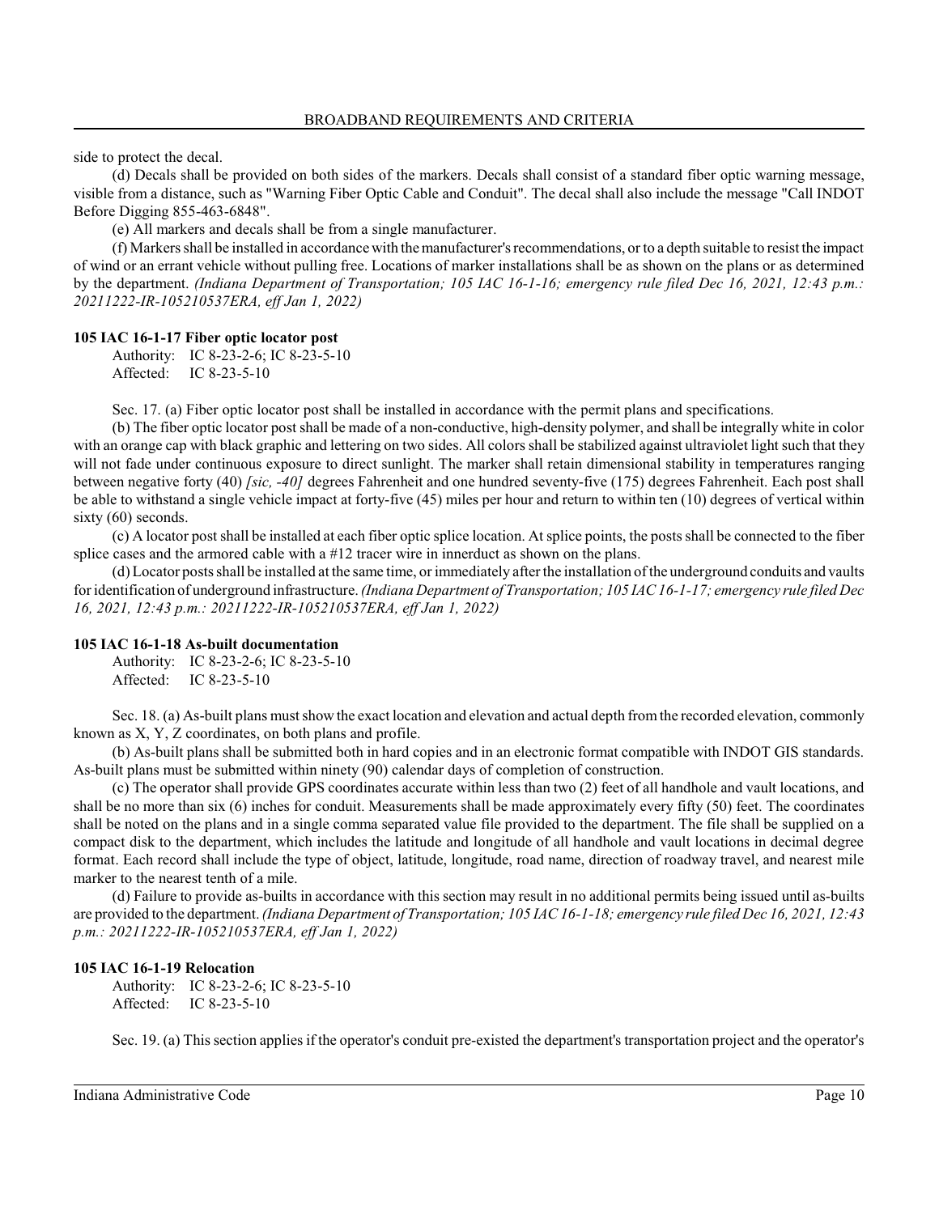side to protect the decal.

(d) Decals shall be provided on both sides of the markers. Decals shall consist of a standard fiber optic warning message, visible from a distance, such as "Warning Fiber Optic Cable and Conduit". The decal shall also include the message "Call INDOT Before Digging 855-463-6848".

(e) All markers and decals shall be from a single manufacturer.

(f) Markers shall be installed in accordance with the manufacturer's recommendations, or to a depth suitable to resist the impact of wind or an errant vehicle without pulling free. Locations of marker installations shall be as shown on the plans or as determined by the department. *(Indiana Department of Transportation; 105 IAC 16-1-16; emergency rule filed Dec 16, 2021, 12:43 p.m.: 20211222-IR-105210537ERA, eff Jan 1, 2022)*

**105 IAC 16-1-17 Fiber optic locator post**

Authority: IC 8-23-2-6; IC 8-23-5-10
Affected: IC 8-23-5-10

Sec. 17. (a) Fiber optic locator post shall be installed in accordance with the permit plans and specifications.

(b) The fiber optic locator post shall be made of a non-conductive, high-density polymer, and shall be integrally white in color with an orange cap with black graphic and lettering on two sides. All colors shall be stabilized against ultraviolet light such that they will not fade under continuous exposure to direct sunlight. The marker shall retain dimensional stability in temperatures ranging between negative forty (40) *[sic, -40]* degrees Fahrenheit and one hundred seventy-five (175) degrees Fahrenheit. Each post shall be able to withstand a single vehicle impact at forty-five (45) miles per hour and return to within ten (10) degrees of vertical within sixty (60) seconds.

(c) A locator post shall be installed at each fiber optic splice location. At splice points, the posts shall be connected to the fiber splice cases and the armored cable with a #12 tracer wire in innerduct as shown on the plans.

(d) Locator posts shall be installed at the same time, or immediately after the installation of the underground conduits and vaults for identification of underground infrastructure. *(Indiana Department of Transportation; 105 IAC 16-1-17; emergency rule filed Dec 16, 2021, 12:43 p.m.: 20211222-IR-105210537ERA, eff Jan 1, 2022)*

**105 IAC 16-1-18 As-built documentation**

Authority: IC 8-23-2-6; IC 8-23-5-10
Affected: IC 8-23-5-10

Sec. 18. (a) As-built plans must show the exact location and elevation and actual depth from the recorded elevation, commonly known as X, Y, Z coordinates, on both plans and profile.

(b) As-built plans shall be submitted both in hard copies and in an electronic format compatible with INDOT GIS standards. As-built plans must be submitted within ninety (90) calendar days of completion of construction.

(c) The operator shall provide GPS coordinates accurate within less than two (2) feet of all handhole and vault locations, and shall be no more than six (6) inches for conduit. Measurements shall be made approximately every fifty (50) feet. The coordinates shall be noted on the plans and in a single comma separated value file provided to the department. The file shall be supplied on a compact disk to the department, which includes the latitude and longitude of all handhole and vault locations in decimal degree format. Each record shall include the type of object, latitude, longitude, road name, direction of roadway travel, and nearest mile marker to the nearest tenth of a mile.

(d) Failure to provide as-builts in accordance with this section may result in no additional permits being issued until as-builts are provided to the department. *(Indiana Department of Transportation; 105 IAC 16-1-18; emergency rule filed Dec 16, 2021, 12:43 p.m.: 20211222-IR-105210537ERA, eff Jan 1, 2022)*

**105 IAC 16-1-19 Relocation**

Authority: IC 8-23-2-6; IC 8-23-5-10
Affected: IC 8-23-5-10

Sec. 19. (a) This section applies if the operator's conduit pre-existed the department's transportation project and the operator's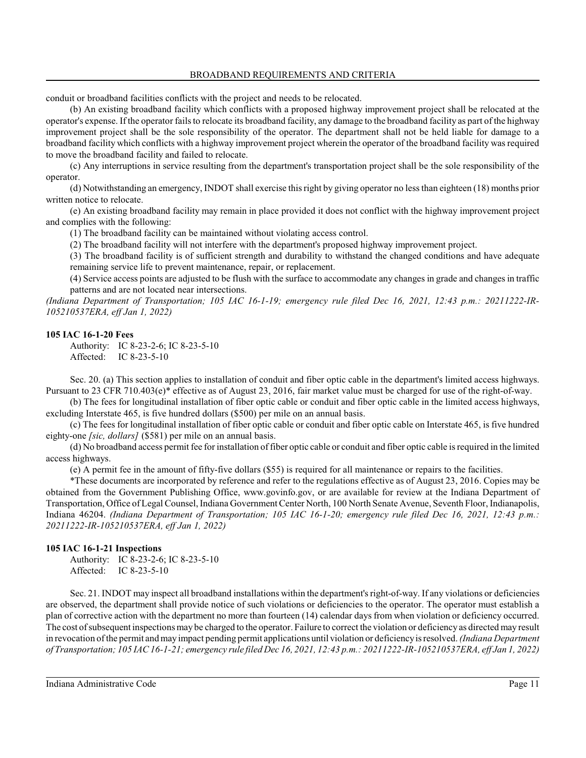conduit or broadband facilities conflicts with the project and needs to be relocated.

(b) An existing broadband facility which conflicts with a proposed highway improvement project shall be relocated at the operator's expense. If the operator fails to relocate its broadband facility, any damage to the broadband facility as part of the highway improvement project shall be the sole responsibility of the operator. The department shall not be held liable for damage to a broadband facility which conflicts with a highway improvement project wherein the operator of the broadband facility was required to move the broadband facility and failed to relocate.

(c) Any interruptions in service resulting from the department's transportation project shall be the sole responsibility of the operator.

(d) Notwithstanding an emergency, INDOT shall exercise this right by giving operator no less than eighteen (18) months prior written notice to relocate.

(e) An existing broadband facility may remain in place provided it does not conflict with the highway improvement project and complies with the following:

(1) The broadband facility can be maintained without violating access control.

(2) The broadband facility will not interfere with the department's proposed highway improvement project.

(3) The broadband facility is of sufficient strength and durability to withstand the changed conditions and have adequate remaining service life to prevent maintenance, repair, or replacement.

(4) Service access points are adjusted to be flush with the surface to accommodate any changes in grade and changes in traffic patterns and are not located near intersections.

*(Indiana Department of Transportation; 105 IAC 16-1-19; emergency rule filed Dec 16, 2021, 12:43 p.m.: 20211222-IR-105210537ERA, eff Jan 1, 2022)*

**105 IAC 16-1-20 Fees**

Authority: IC 8-23-2-6; IC 8-23-5-10
Affected: IC 8-23-5-10

Sec. 20. (a) This section applies to installation of conduit and fiber optic cable in the department's limited access highways. Pursuant to 23 CFR 710.403(e)* effective as of August 23, 2016, fair market value must be charged for use of the right-of-way.

(b) The fees for longitudinal installation of fiber optic cable or conduit and fiber optic cable in the limited access highways, excluding Interstate 465, is five hundred dollars ($500) per mile on an annual basis.

(c) The fees for longitudinal installation of fiber optic cable or conduit and fiber optic cable on Interstate 465, is five hundred eighty-one *[sic, dollars]* ($581) per mile on an annual basis.

(d) No broadband access permit fee for installation of fiber optic cable or conduit and fiber optic cable is required in the limited access highways.

(e) A permit fee in the amount of fifty-five dollars ($55) is required for all maintenance or repairs to the facilities.

*These documents are incorporated by reference and refer to the regulations effective as of August 23, 2016. Copies may be obtained from the Government Publishing Office, www.govinfo.gov, or are available for review at the Indiana Department of Transportation, Office of Legal Counsel, Indiana Government Center North, 100 North Senate Avenue, Seventh Floor, Indianapolis, Indiana 46204. *(Indiana Department of Transportation; 105 IAC 16-1-20; emergency rule filed Dec 16, 2021, 12:43 p.m.: 20211222-IR-105210537ERA, eff Jan 1, 2022)*

**105 IAC 16-1-21 Inspections**

Authority: IC 8-23-2-6; IC 8-23-5-10
Affected: IC 8-23-5-10

Sec. 21. INDOT may inspect all broadband installations within the department's right-of-way. If any violations or deficiencies are observed, the department shall provide notice of such violations or deficiencies to the operator. The operator must establish a plan of corrective action with the department no more than fourteen (14) calendar days from when violation or deficiency occurred. The cost of subsequent inspections may be charged to the operator. Failure to correct the violation or deficiency as directed may result in revocation of the permit and may impact pending permit applications until violation or deficiency is resolved. *(Indiana Department of Transportation; 105 IAC 16-1-21; emergency rule filed Dec 16, 2021, 12:43 p.m.: 20211222-IR-105210537ERA, eff Jan 1, 2022)*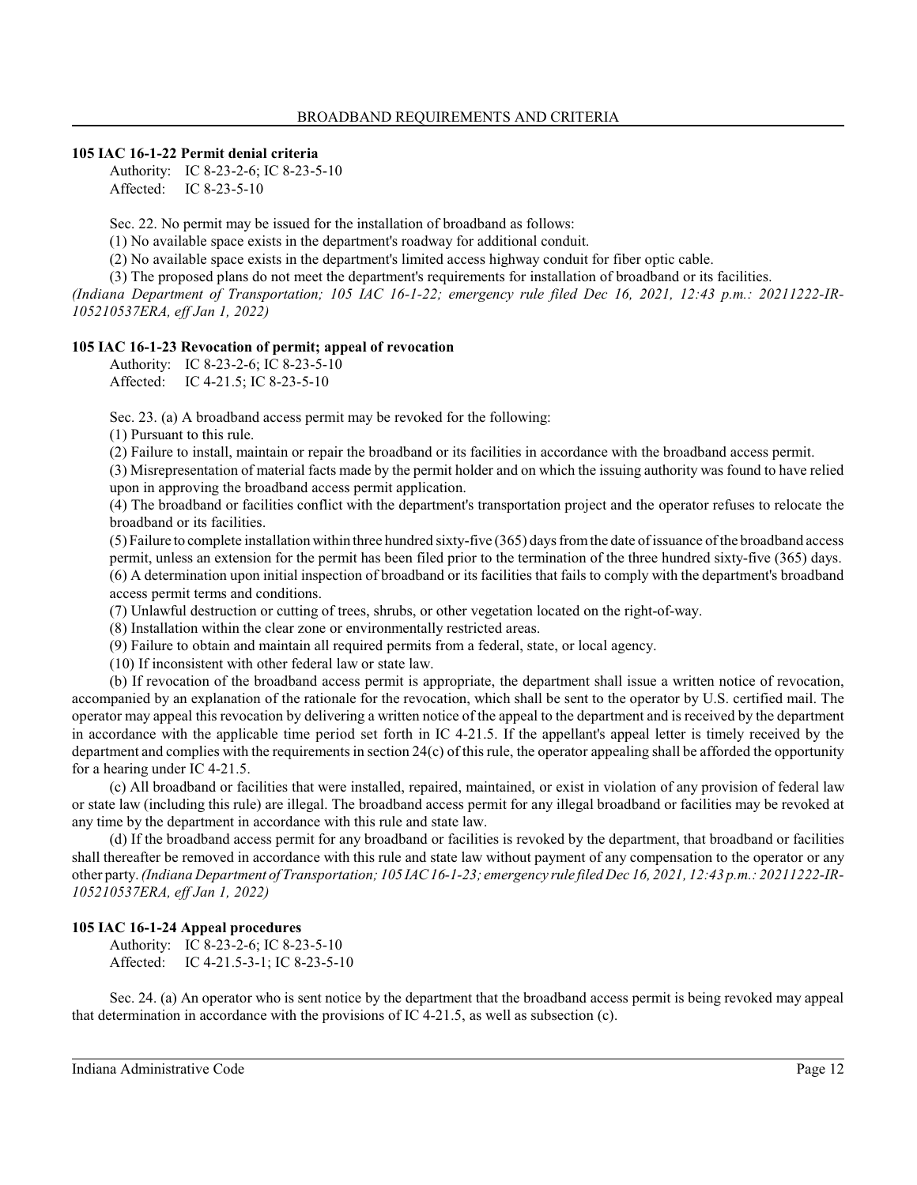### 105 IAC 16-1-22 Permit denial criteria

Authority: IC 8-23-2-6; IC 8-23-5-10
Affected: IC 8-23-5-10

Sec. 22. No permit may be issued for the installation of broadband as follows:

(1) No available space exists in the department's roadway for additional conduit.

(2) No available space exists in the department's limited access highway conduit for fiber optic cable.

(3) The proposed plans do not meet the department's requirements for installation of broadband or its facilities.

*(Indiana Department of Transportation; 105 IAC 16-1-22; emergency rule filed Dec 16, 2021, 12:43 p.m.: 20211222-IR-105210537ERA, eff Jan 1, 2022)*

### 105 IAC 16-1-23 Revocation of permit; appeal of revocation

Authority: IC 8-23-2-6; IC 8-23-5-10
Affected: IC 4-21.5; IC 8-23-5-10

Sec. 23. (a) A broadband access permit may be revoked for the following:

(1) Pursuant to this rule.

(2) Failure to install, maintain or repair the broadband or its facilities in accordance with the broadband access permit.

(3) Misrepresentation of material facts made by the permit holder and on which the issuing authority was found to have relied upon in approving the broadband access permit application.

(4) The broadband or facilities conflict with the department's transportation project and the operator refuses to relocate the broadband or its facilities.

(5) Failure to complete installation within three hundred sixty-five (365) days from the date of issuance of the broadband access permit, unless an extension for the permit has been filed prior to the termination of the three hundred sixty-five (365) days.

(6) A determination upon initial inspection of broadband or its facilities that fails to comply with the department's broadband access permit terms and conditions.

(7) Unlawful destruction or cutting of trees, shrubs, or other vegetation located on the right-of-way.

(8) Installation within the clear zone or environmentally restricted areas.

(9) Failure to obtain and maintain all required permits from a federal, state, or local agency.

(10) If inconsistent with other federal law or state law.

(b) If revocation of the broadband access permit is appropriate, the department shall issue a written notice of revocation, accompanied by an explanation of the rationale for the revocation, which shall be sent to the operator by U.S. certified mail. The operator may appeal this revocation by delivering a written notice of the appeal to the department and is received by the department in accordance with the applicable time period set forth in IC 4-21.5. If the appellant's appeal letter is timely received by the department and complies with the requirements in section 24(c) of this rule, the operator appealing shall be afforded the opportunity for a hearing under IC 4-21.5.

(c) All broadband or facilities that were installed, repaired, maintained, or exist in violation of any provision of federal law or state law (including this rule) are illegal. The broadband access permit for any illegal broadband or facilities may be revoked at any time by the department in accordance with this rule and state law.

(d) If the broadband access permit for any broadband or facilities is revoked by the department, that broadband or facilities shall thereafter be removed in accordance with this rule and state law without payment of any compensation to the operator or any other party. *(Indiana Department of Transportation; 105 IAC 16-1-23; emergency rule filed Dec 16, 2021, 12:43 p.m.: 20211222-IR-105210537ERA, eff Jan 1, 2022)*

### 105 IAC 16-1-24 Appeal procedures

Authority: IC 8-23-2-6; IC 8-23-5-10
Affected: IC 4-21.5-3-1; IC 8-23-5-10

Sec. 24. (a) An operator who is sent notice by the department that the broadband access permit is being revoked may appeal that determination in accordance with the provisions of IC 4-21.5, as well as subsection (c).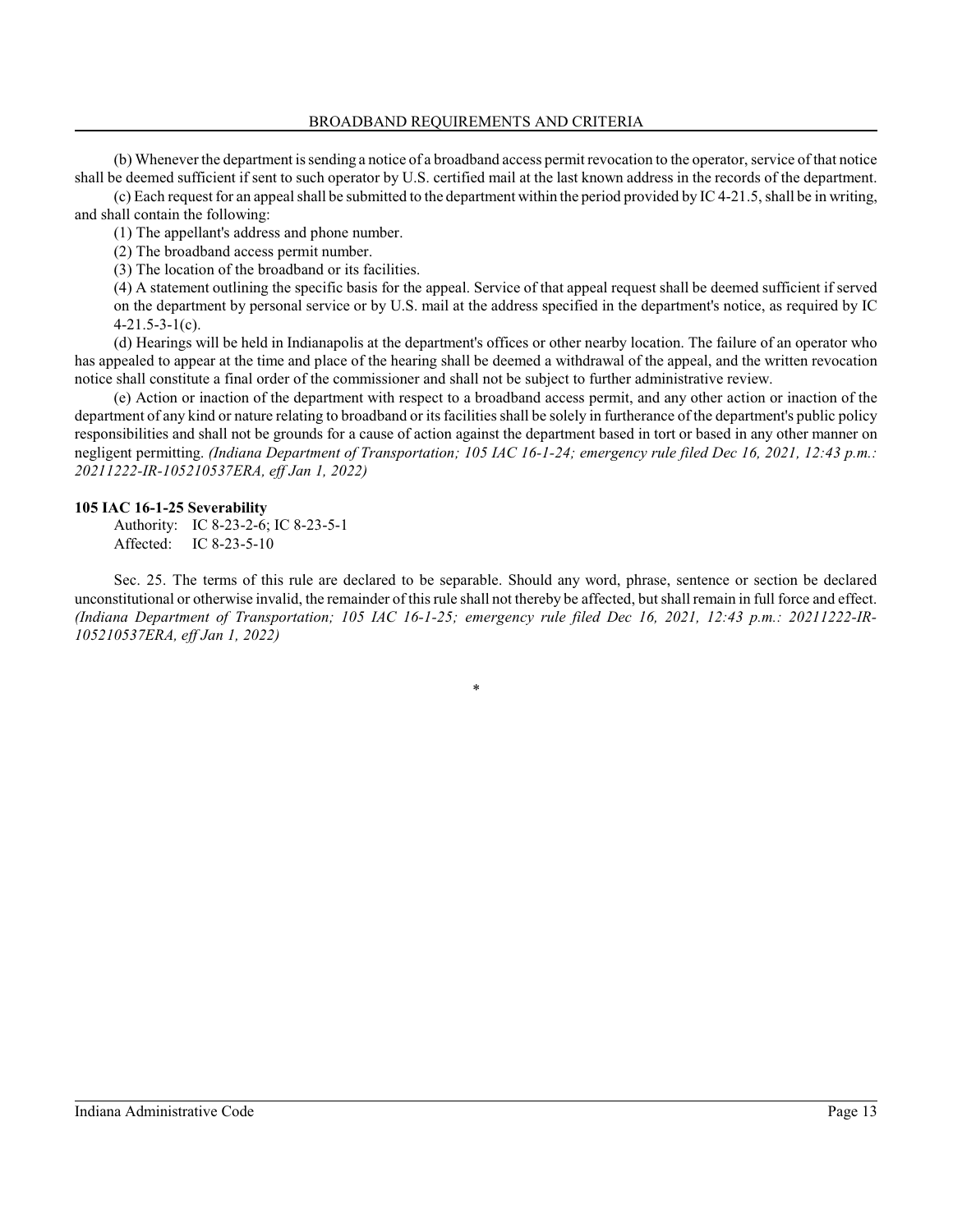(b) Whenever the department is sending a notice of a broadband access permit revocation to the operator, service of that notice shall be deemed sufficient if sent to such operator by U.S. certified mail at the last known address in the records of the department.

(c) Each request for an appeal shall be submitted to the department within the period provided by IC 4-21.5, shall be in writing, and shall contain the following:

(1) The appellant's address and phone number.

(2) The broadband access permit number.

(3) The location of the broadband or its facilities.

(4) A statement outlining the specific basis for the appeal. Service of that appeal request shall be deemed sufficient if served on the department by personal service or by U.S. mail at the address specified in the department's notice, as required by IC 4-21.5-3-1(c).

(d) Hearings will be held in Indianapolis at the department's offices or other nearby location. The failure of an operator who has appealed to appear at the time and place of the hearing shall be deemed a withdrawal of the appeal, and the written revocation notice shall constitute a final order of the commissioner and shall not be subject to further administrative review.

(e) Action or inaction of the department with respect to a broadband access permit, and any other action or inaction of the department of any kind or nature relating to broadband or its facilities shall be solely in furtherance of the department's public policy responsibilities and shall not be grounds for a cause of action against the department based in tort or based in any other manner on negligent permitting. *(Indiana Department of Transportation; 105 IAC 16-1-24; emergency rule filed Dec 16, 2021, 12:43 p.m.: 20211222-IR-105210537ERA, eff Jan 1, 2022)*

**105 IAC 16-1-25 Severability**

Authority: IC 8-23-2-6; IC 8-23-5-1
Affected: IC 8-23-5-10

Sec. 25. The terms of this rule are declared to be separable. Should any word, phrase, sentence or section be declared unconstitutional or otherwise invalid, the remainder of this rule shall not thereby be affected, but shall remain in full force and effect. *(Indiana Department of Transportation; 105 IAC 16-1-25; emergency rule filed Dec 16, 2021, 12:43 p.m.: 20211222-IR-105210537ERA, eff Jan 1, 2022)*

*